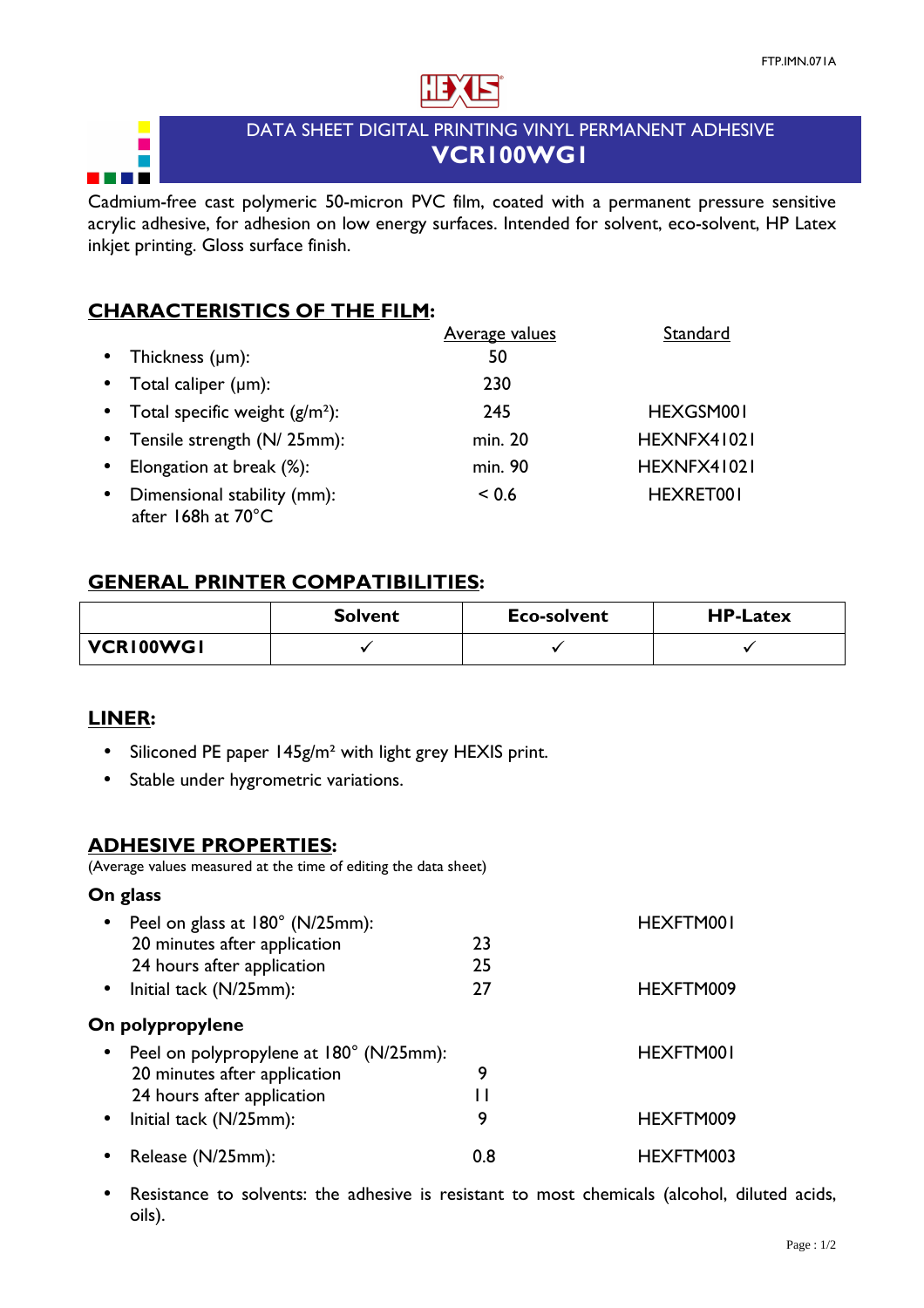FTP.IMN.071A

# DATA SHEET DIGITAL PRINTING VINYL PERMANENT ADHESIVE

# VCR100WG1

Cadmium-free cast polymeric 50-micron PVC film, coated with a permanent pressure sensitive acrylic adhesive, for adhesion on low energy surfaces. Intended for solvent, eco-solvent, HP Latex inkjet printing. Gloss surface finish.

## CHARACTERISTICS OF THE FILM:

| | Average values | Standard |
|---|---|---|
| • Thickness (µm): | 50 | |
| • Total caliper (µm): | 230 | |
| • Total specific weight (g/m²): | 245 | HEXGSM001 |
| • Tensile strength (N/ 25mm): | min. 20 | HEXNFX41021 |
| • Elongation at break (%): | min. 90 | HEXNFX41021 |
| • Dimensional stability (mm): after 168h at 70°C | < 0.6 | HEXRET001 |

## GENERAL PRINTER COMPATIBILITIES:

| | Solvent | Eco-solvent | HP-Latex |
|---|---|---|---|
| **VCR100WG1** | ✓ | ✓ | ✓ |

## LINER:

- Siliconed PE paper 145g/m² with light grey HEXIS print.
- Stable under hygrometric variations.

## ADHESIVE PROPERTIES:

(Average values measured at the time of editing the data sheet)

**On glass**

| | | |
|---|---|---|
| • Peel on glass at 180° (N/25mm): | | HEXFTM001 |
| 20 minutes after application | 23 | |
| 24 hours after application | 25 | |
| • Initial tack (N/25mm): | 27 | HEXFTM009 |

**On polypropylene**

| | | |
|---|---|---|
| • Peel on polypropylene at 180° (N/25mm): | | HEXFTM001 |
| 20 minutes after application | 9 | |
| 24 hours after application | 11 | |
| • Initial tack (N/25mm): | 9 | HEXFTM009 |
| • Release (N/25mm): | 0.8 | HEXFTM003 |

- Resistance to solvents: the adhesive is resistant to most chemicals (alcohol, diluted acids, oils).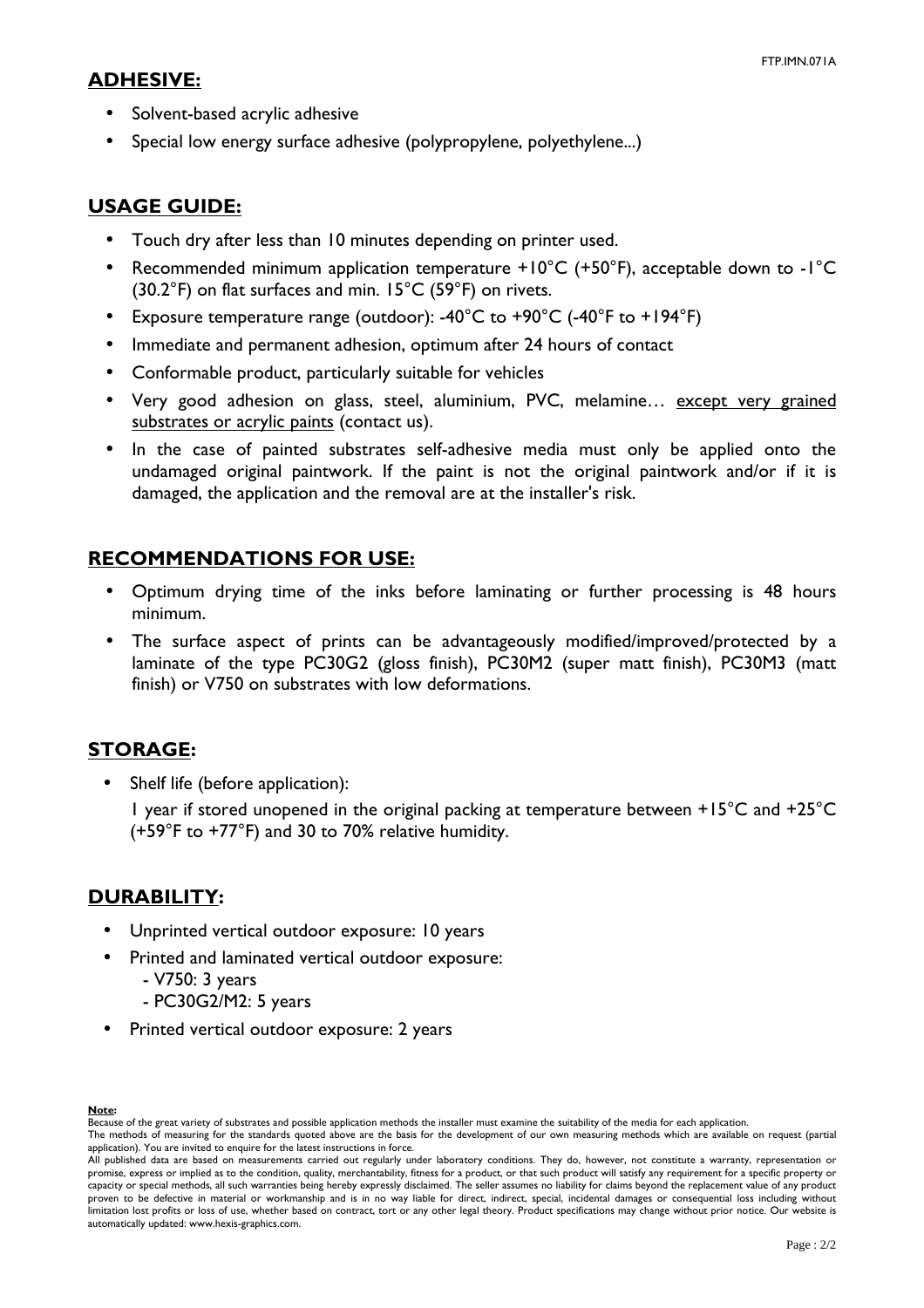## ADHESIVE:

- Solvent-based acrylic adhesive
- Special low energy surface adhesive (polypropylene, polyethylene...)

## USAGE GUIDE:

- Touch dry after less than 10 minutes depending on printer used.
- Recommended minimum application temperature +10°C (+50°F), acceptable down to -1°C (30.2°F) on flat surfaces and min. 15°C (59°F) on rivets.
- Exposure temperature range (outdoor): -40°C to +90°C (-40°F to +194°F)
- Immediate and permanent adhesion, optimum after 24 hours of contact
- Conformable product, particularly suitable for vehicles
- Very good adhesion on glass, steel, aluminium, PVC, melamine… except very grained substrates or acrylic paints (contact us).
- In the case of painted substrates self-adhesive media must only be applied onto the undamaged original paintwork. If the paint is not the original paintwork and/or if it is damaged, the application and the removal are at the installer's risk.

## RECOMMENDATIONS FOR USE:

- Optimum drying time of the inks before laminating or further processing is 48 hours minimum.
- The surface aspect of prints can be advantageously modified/improved/protected by a laminate of the type PC30G2 (gloss finish), PC30M2 (super matt finish), PC30M3 (matt finish) or V750 on substrates with low deformations.

## STORAGE:

- Shelf life (before application):

  1 year if stored unopened in the original packing at temperature between +15°C and +25°C (+59°F to +77°F) and 30 to 70% relative humidity.

## DURABILITY:

- Unprinted vertical outdoor exposure: 10 years
- Printed and laminated vertical outdoor exposure:
  - V750: 3 years
  - PC30G2/M2: 5 years
- Printed vertical outdoor exposure: 2 years

**Note:**
Because of the great variety of substrates and possible application methods the installer must examine the suitability of the media for each application.
The methods of measuring for the standards quoted above are the basis for the development of our own measuring methods which are available on request (partial application). You are invited to enquire for the latest instructions in force.
All published data are based on measurements carried out regularly under laboratory conditions. They do, however, not constitute a warranty, representation or promise, express or implied as to the condition, quality, merchantability, fitness for a product, or that such product will satisfy any requirement for a specific property or capacity or special methods, all such warranties being hereby expressly disclaimed. The seller assumes no liability for claims beyond the replacement value of any product proven to be defective in material or workmanship and is in no way liable for direct, indirect, special, incidental damages or consequential loss including without limitation lost profits or loss of use, whether based on contract, tort or any other legal theory. Product specifications may change without prior notice. Our website is automatically updated: www.hexis-graphics.com.